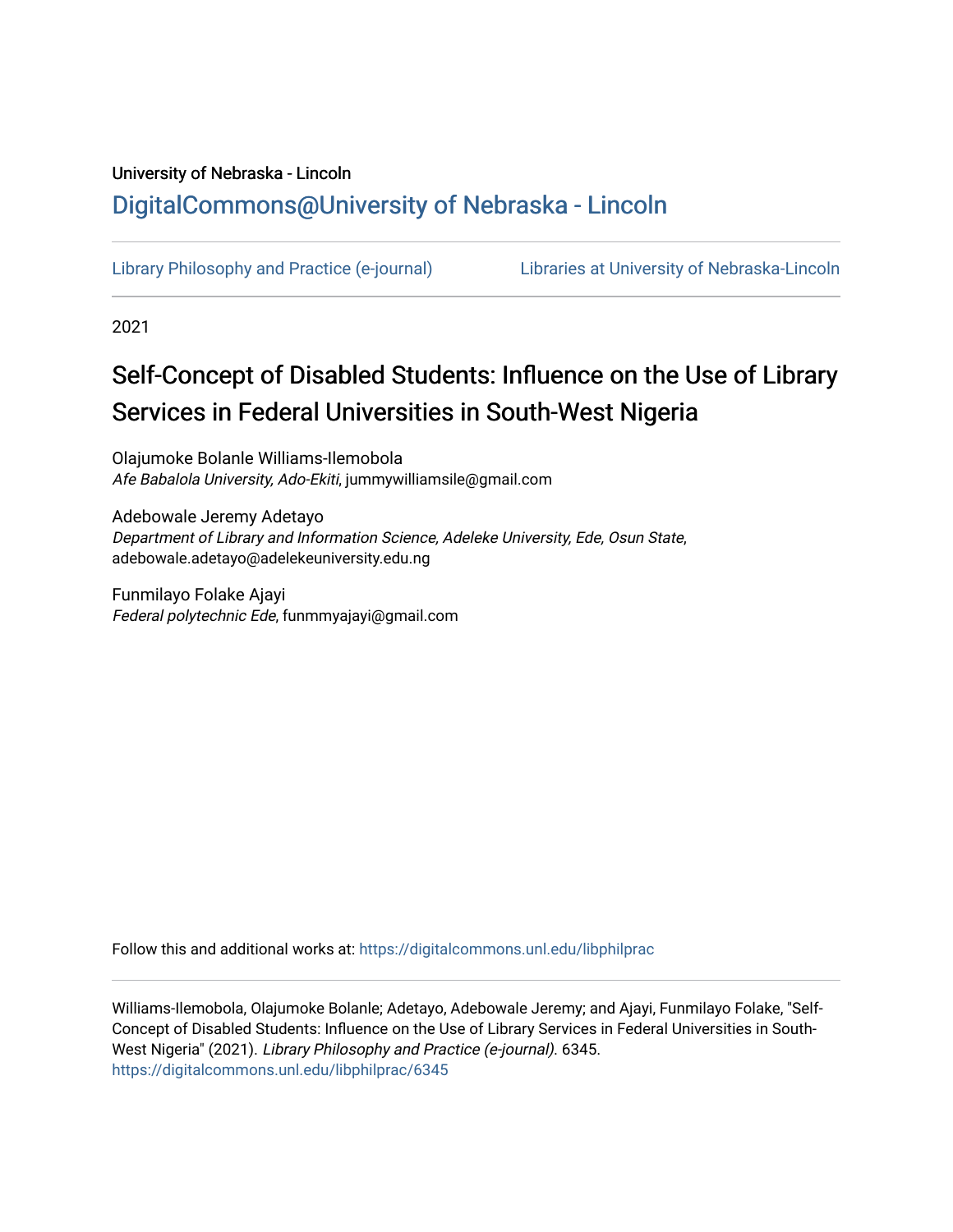University of Nebraska - Lincoln

## DigitalCommons@University of Nebraska - Lincoln

Library Philosophy and Practice (e-journal) | Libraries at University of Nebraska-Lincoln

2021

# Self-Concept of Disabled Students: Influence on the Use of Library Services in Federal Universities in South-West Nigeria

Olajumoke Bolanle Williams-Ilemobola
*Afe Babalola University, Ado-Ekiti*, jummywilliamsile@gmail.com

Adebowale Jeremy Adetayo
*Department of Library and Information Science, Adeleke University, Ede, Osun State*, adebowale.adetayo@adelekeuniversity.edu.ng

Funmilayo Folake Ajayi
*Federal polytechnic Ede*, funmmyajayi@gmail.com

Follow this and additional works at: https://digitalcommons.unl.edu/libphilprac

Williams-Ilemobola, Olajumoke Bolanle; Adetayo, Adebowale Jeremy; and Ajayi, Funmilayo Folake, "Self-Concept of Disabled Students: Influence on the Use of Library Services in Federal Universities in South-West Nigeria" (2021). *Library Philosophy and Practice (e-journal)*. 6345.
https://digitalcommons.unl.edu/libphilprac/6345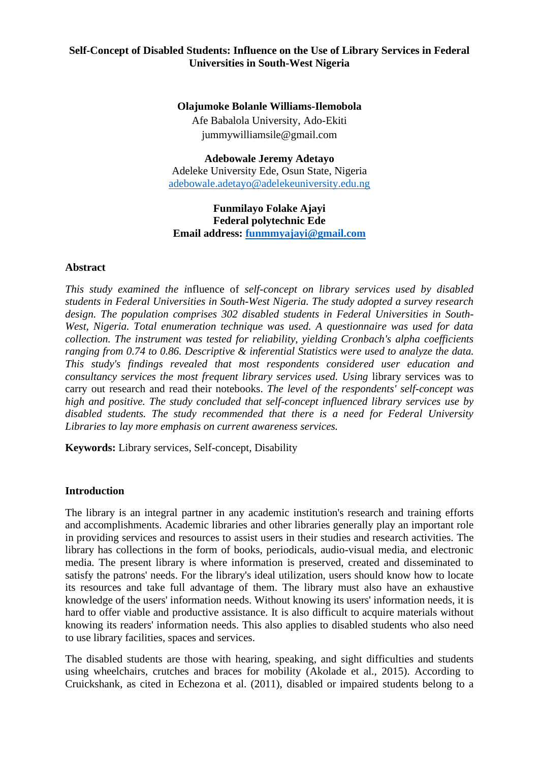# Self-Concept of Disabled Students: Influence on the Use of Library Services in Federal Universities in South-West Nigeria

**Olajumoke Bolanle Williams-Ilemobola**
Afe Babalola University, Ado-Ekiti
jummywilliamsile@gmail.com

**Adebowale Jeremy Adetayo**
Adeleke University Ede, Osun State, Nigeria
adebowale.adetayo@adelekeuniversity.edu.ng

**Funmilayo Folake Ajayi**
**Federal polytechnic Ede**
**Email address: funmmyajayi@gmail.com**

## Abstract

*This study examined the i*nfluence of *self-concept on library services used by disabled students in Federal Universities in South-West Nigeria. The study adopted a survey research design. The population comprises 302 disabled students in Federal Universities in South-West, Nigeria. Total enumeration technique was used. A questionnaire was used for data collection. The instrument was tested for reliability, yielding Cronbach's alpha coefficients ranging from 0.74 to 0.86. Descriptive & inferential Statistics were used to analyze the data. This study's findings revealed that most respondents considered user education and consultancy services the most frequent library services used. Using* library services was to carry out research and read their notebooks. *The level of the respondents' self-concept was high and positive. The study concluded that self-concept influenced library services use by disabled students. The study recommended that there is a need for Federal University Libraries to lay more emphasis on current awareness services.*

**Keywords:** Library services, Self-concept, Disability

## Introduction

The library is an integral partner in any academic institution's research and training efforts and accomplishments. Academic libraries and other libraries generally play an important role in providing services and resources to assist users in their studies and research activities. The library has collections in the form of books, periodicals, audio-visual media, and electronic media. The present library is where information is preserved, created and disseminated to satisfy the patrons' needs. For the library's ideal utilization, users should know how to locate its resources and take full advantage of them. The library must also have an exhaustive knowledge of the users' information needs. Without knowing its users' information needs, it is hard to offer viable and productive assistance. It is also difficult to acquire materials without knowing its readers' information needs. This also applies to disabled students who also need to use library facilities, spaces and services.

The disabled students are those with hearing, speaking, and sight difficulties and students using wheelchairs, crutches and braces for mobility (Akolade et al., 2015). According to Cruickshank, as cited in Echezona et al. (2011), disabled or impaired students belong to a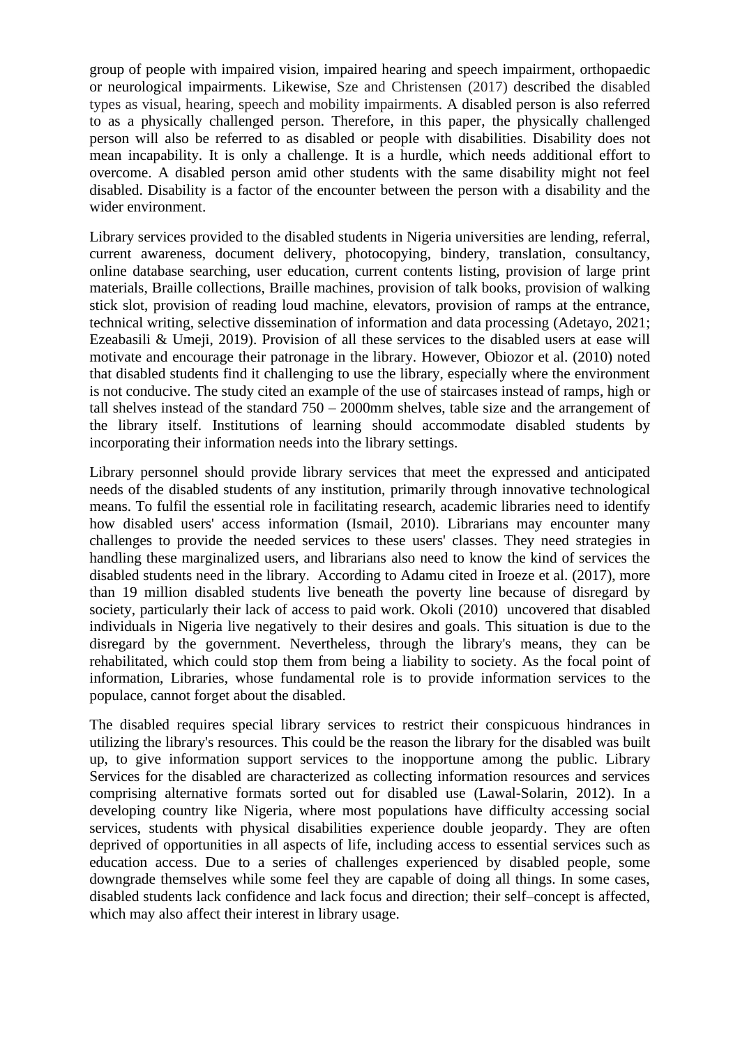group of people with impaired vision, impaired hearing and speech impairment, orthopaedic or neurological impairments. Likewise, Sze and Christensen (2017) described the disabled types as visual, hearing, speech and mobility impairments. A disabled person is also referred to as a physically challenged person. Therefore, in this paper, the physically challenged person will also be referred to as disabled or people with disabilities. Disability does not mean incapability. It is only a challenge. It is a hurdle, which needs additional effort to overcome. A disabled person amid other students with the same disability might not feel disabled. Disability is a factor of the encounter between the person with a disability and the wider environment.

Library services provided to the disabled students in Nigeria universities are lending, referral, current awareness, document delivery, photocopying, bindery, translation, consultancy, online database searching, user education, current contents listing, provision of large print materials, Braille collections, Braille machines, provision of talk books, provision of walking stick slot, provision of reading loud machine, elevators, provision of ramps at the entrance, technical writing, selective dissemination of information and data processing (Adetayo, 2021; Ezeabasili & Umeji, 2019). Provision of all these services to the disabled users at ease will motivate and encourage their patronage in the library. However, Obiozor et al. (2010) noted that disabled students find it challenging to use the library, especially where the environment is not conducive. The study cited an example of the use of staircases instead of ramps, high or tall shelves instead of the standard 750 – 2000mm shelves, table size and the arrangement of the library itself. Institutions of learning should accommodate disabled students by incorporating their information needs into the library settings.

Library personnel should provide library services that meet the expressed and anticipated needs of the disabled students of any institution, primarily through innovative technological means. To fulfil the essential role in facilitating research, academic libraries need to identify how disabled users' access information (Ismail, 2010). Librarians may encounter many challenges to provide the needed services to these users' classes. They need strategies in handling these marginalized users, and librarians also need to know the kind of services the disabled students need in the library. According to Adamu cited in Iroeze et al. (2017), more than 19 million disabled students live beneath the poverty line because of disregard by society, particularly their lack of access to paid work. Okoli (2010) uncovered that disabled individuals in Nigeria live negatively to their desires and goals. This situation is due to the disregard by the government. Nevertheless, through the library's means, they can be rehabilitated, which could stop them from being a liability to society. As the focal point of information, Libraries, whose fundamental role is to provide information services to the populace, cannot forget about the disabled.

The disabled requires special library services to restrict their conspicuous hindrances in utilizing the library's resources. This could be the reason the library for the disabled was built up, to give information support services to the inopportune among the public. Library Services for the disabled are characterized as collecting information resources and services comprising alternative formats sorted out for disabled use (Lawal-Solarin, 2012). In a developing country like Nigeria, where most populations have difficulty accessing social services, students with physical disabilities experience double jeopardy. They are often deprived of opportunities in all aspects of life, including access to essential services such as education access. Due to a series of challenges experienced by disabled people, some downgrade themselves while some feel they are capable of doing all things. In some cases, disabled students lack confidence and lack focus and direction; their self–concept is affected, which may also affect their interest in library usage.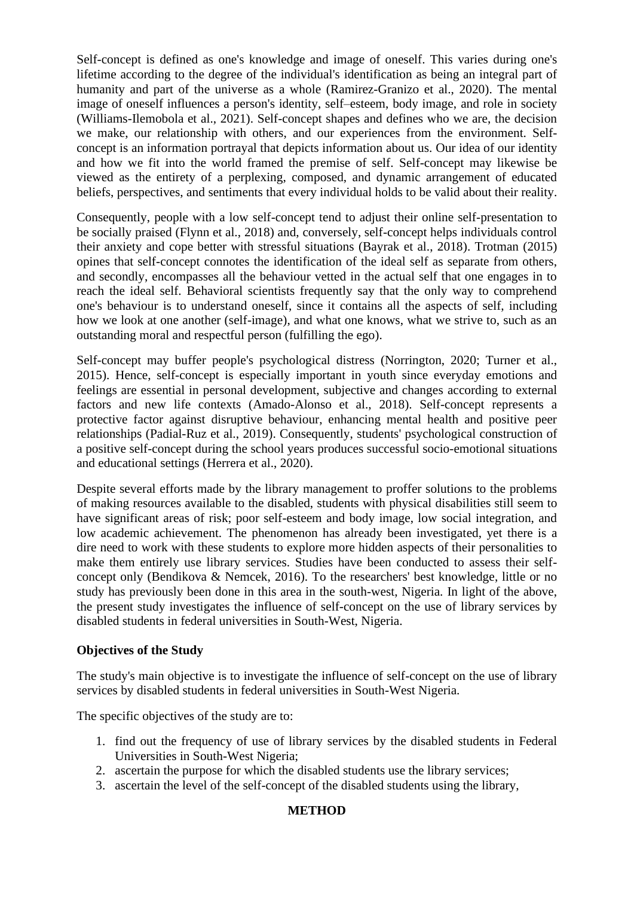Self-concept is defined as one's knowledge and image of oneself. This varies during one's lifetime according to the degree of the individual's identification as being an integral part of humanity and part of the universe as a whole (Ramirez-Granizo et al., 2020). The mental image of oneself influences a person's identity, self–esteem, body image, and role in society (Williams-Ilemobola et al., 2021). Self-concept shapes and defines who we are, the decision we make, our relationship with others, and our experiences from the environment. Self-concept is an information portrayal that depicts information about us. Our idea of our identity and how we fit into the world framed the premise of self. Self-concept may likewise be viewed as the entirety of a perplexing, composed, and dynamic arrangement of educated beliefs, perspectives, and sentiments that every individual holds to be valid about their reality.

Consequently, people with a low self-concept tend to adjust their online self-presentation to be socially praised (Flynn et al., 2018) and, conversely, self-concept helps individuals control their anxiety and cope better with stressful situations (Bayrak et al., 2018). Trotman (2015) opines that self-concept connotes the identification of the ideal self as separate from others, and secondly, encompasses all the behaviour vetted in the actual self that one engages in to reach the ideal self. Behavioral scientists frequently say that the only way to comprehend one's behaviour is to understand oneself, since it contains all the aspects of self, including how we look at one another (self-image), and what one knows, what we strive to, such as an outstanding moral and respectful person (fulfilling the ego).

Self-concept may buffer people's psychological distress (Norrington, 2020; Turner et al., 2015). Hence, self-concept is especially important in youth since everyday emotions and feelings are essential in personal development, subjective and changes according to external factors and new life contexts (Amado-Alonso et al., 2018). Self-concept represents a protective factor against disruptive behaviour, enhancing mental health and positive peer relationships (Padial-Ruz et al., 2019). Consequently, students' psychological construction of a positive self-concept during the school years produces successful socio-emotional situations and educational settings (Herrera et al., 2020).

Despite several efforts made by the library management to proffer solutions to the problems of making resources available to the disabled, students with physical disabilities still seem to have significant areas of risk; poor self-esteem and body image, low social integration, and low academic achievement. The phenomenon has already been investigated, yet there is a dire need to work with these students to explore more hidden aspects of their personalities to make them entirely use library services. Studies have been conducted to assess their self-concept only (Bendikova & Nemcek, 2016). To the researchers' best knowledge, little or no study has previously been done in this area in the south-west, Nigeria. In light of the above, the present study investigates the influence of self-concept on the use of library services by disabled students in federal universities in South-West, Nigeria.

**Objectives of the Study**

The study's main objective is to investigate the influence of self-concept on the use of library services by disabled students in federal universities in South-West Nigeria.

The specific objectives of the study are to:

1. find out the frequency of use of library services by the disabled students in Federal Universities in South-West Nigeria;
2. ascertain the purpose for which the disabled students use the library services;
3. ascertain the level of the self-concept of the disabled students using the library,

**METHOD**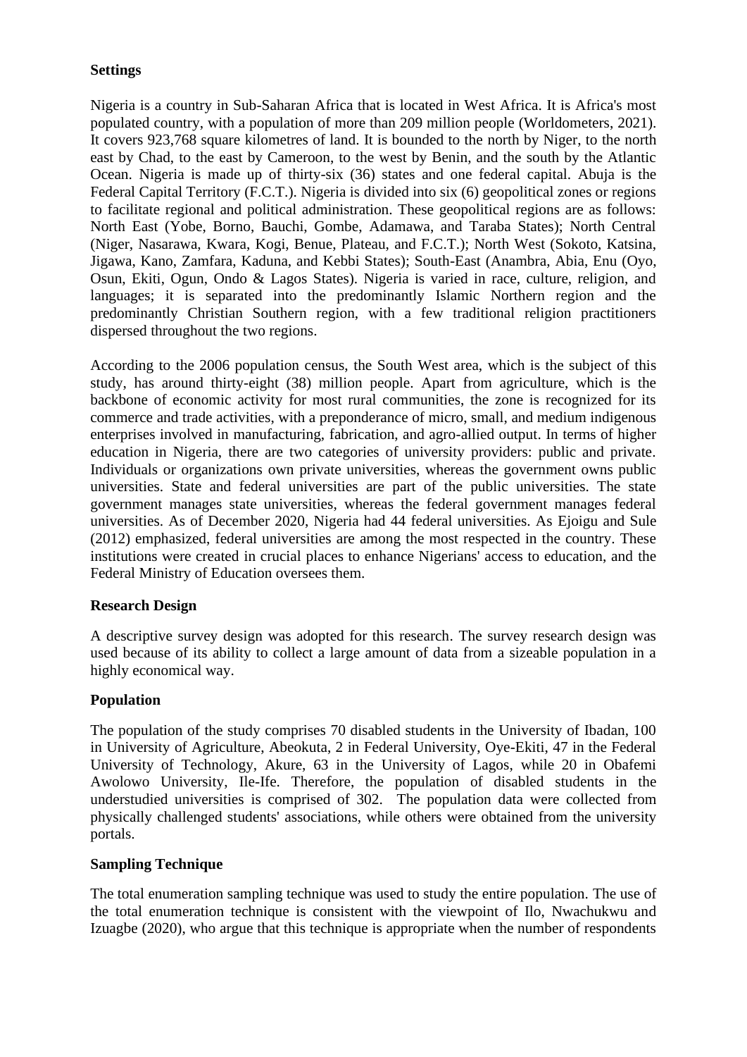**Settings**

Nigeria is a country in Sub-Saharan Africa that is located in West Africa. It is Africa's most populated country, with a population of more than 209 million people (Worldometers, 2021). It covers 923,768 square kilometres of land. It is bounded to the north by Niger, to the north east by Chad, to the east by Cameroon, to the west by Benin, and the south by the Atlantic Ocean. Nigeria is made up of thirty-six (36) states and one federal capital. Abuja is the Federal Capital Territory (F.C.T.). Nigeria is divided into six (6) geopolitical zones or regions to facilitate regional and political administration. These geopolitical regions are as follows: North East (Yobe, Borno, Bauchi, Gombe, Adamawa, and Taraba States); North Central (Niger, Nasarawa, Kwara, Kogi, Benue, Plateau, and F.C.T.); North West (Sokoto, Katsina, Jigawa, Kano, Zamfara, Kaduna, and Kebbi States); South-East (Anambra, Abia, Enu (Oyo, Osun, Ekiti, Ogun, Ondo & Lagos States). Nigeria is varied in race, culture, religion, and languages; it is separated into the predominantly Islamic Northern region and the predominantly Christian Southern region, with a few traditional religion practitioners dispersed throughout the two regions.

According to the 2006 population census, the South West area, which is the subject of this study, has around thirty-eight (38) million people. Apart from agriculture, which is the backbone of economic activity for most rural communities, the zone is recognized for its commerce and trade activities, with a preponderance of micro, small, and medium indigenous enterprises involved in manufacturing, fabrication, and agro-allied output. In terms of higher education in Nigeria, there are two categories of university providers: public and private. Individuals or organizations own private universities, whereas the government owns public universities. State and federal universities are part of the public universities. The state government manages state universities, whereas the federal government manages federal universities. As of December 2020, Nigeria had 44 federal universities. As Ejoigu and Sule (2012) emphasized, federal universities are among the most respected in the country. These institutions were created in crucial places to enhance Nigerians' access to education, and the Federal Ministry of Education oversees them.

**Research Design**

A descriptive survey design was adopted for this research. The survey research design was used because of its ability to collect a large amount of data from a sizeable population in a highly economical way.

**Population**

The population of the study comprises 70 disabled students in the University of Ibadan, 100 in University of Agriculture, Abeokuta, 2 in Federal University, Oye-Ekiti, 47 in the Federal University of Technology, Akure, 63 in the University of Lagos, while 20 in Obafemi Awolowo University, Ile-Ife. Therefore, the population of disabled students in the understudied universities is comprised of 302. The population data were collected from physically challenged students' associations, while others were obtained from the university portals.

**Sampling Technique**

The total enumeration sampling technique was used to study the entire population. The use of the total enumeration technique is consistent with the viewpoint of Ilo, Nwachukwu and Izuagbe (2020), who argue that this technique is appropriate when the number of respondents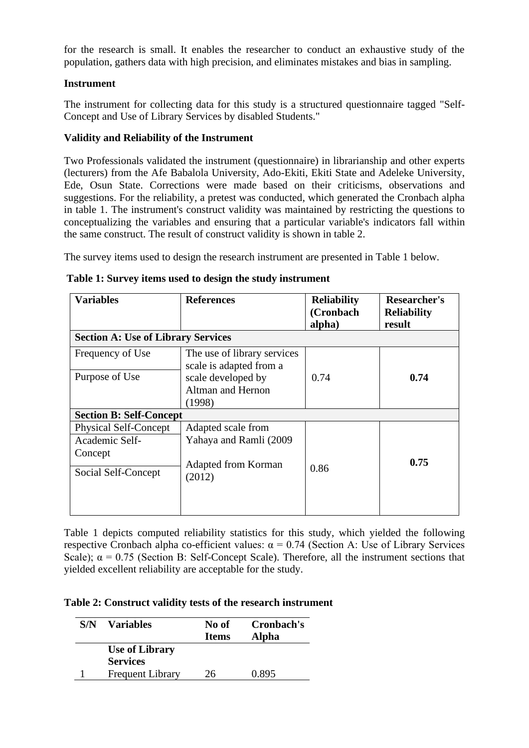for the research is small. It enables the researcher to conduct an exhaustive study of the population, gathers data with high precision, and eliminates mistakes and bias in sampling.

**Instrument**

The instrument for collecting data for this study is a structured questionnaire tagged "Self-Concept and Use of Library Services by disabled Students."

**Validity and Reliability of the Instrument**

Two Professionals validated the instrument (questionnaire) in librarianship and other experts (lecturers) from the Afe Babalola University, Ado-Ekiti, Ekiti State and Adeleke University, Ede, Osun State. Corrections were made based on their criticisms, observations and suggestions. For the reliability, a pretest was conducted, which generated the Cronbach alpha in table 1. The instrument's construct validity was maintained by restricting the questions to conceptualizing the variables and ensuring that a particular variable's indicators fall within the same construct. The result of construct validity is shown in table 2.

The survey items used to design the research instrument are presented in Table 1 below.

**Table 1: Survey items used to design the study instrument**

| Variables | References | Reliability (Cronbach alpha) | Researcher's Reliability result |
|---|---|---|---|
| **Section A: Use of Library Services** | | | |
| Frequency of Use | The use of library services scale is adapted from a scale developed by Altman and Hernon (1998) | 0.74 | **0.74** |
| Purpose of Use | | | |
| **Section B: Self-Concept** | | | |
| Physical Self-Concept | Adapted scale from Yahaya and Ramli (2009 | 0.86 | **0.75** |
| Academic Self-Concept | | | |
| Social Self-Concept | Adapted from Korman (2012) | | |

Table 1 depicts computed reliability statistics for this study, which yielded the following respective Cronbach alpha co-efficient values: α = 0.74 (Section A: Use of Library Services Scale); α = 0.75 (Section B: Self-Concept Scale). Therefore, all the instrument sections that yielded excellent reliability are acceptable for the study.

**Table 2: Construct validity tests of the research instrument**

| S/N | Variables | No of Items | Cronbach's Alpha |
|---|---|---|---|
| | **Use of Library Services** | | |
| 1 | Frequent Library | 26 | 0.895 |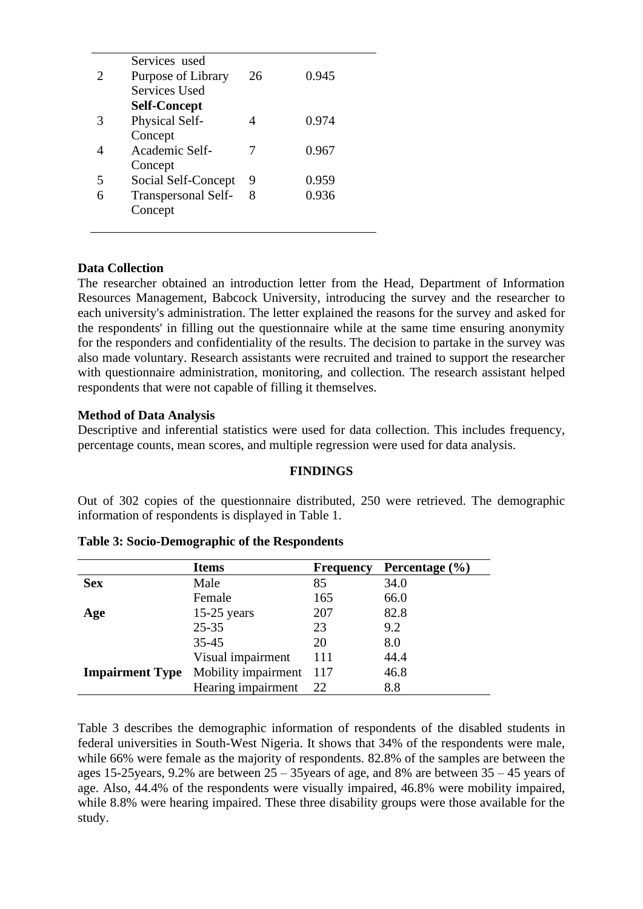| | | | |
|---|---|---|---|
| | Services used | | |
| 2 | Purpose of Library Services Used | 26 | 0.945 |
| | **Self-Concept** | | |
| 3 | Physical Self-Concept | 4 | 0.974 |
| 4 | Academic Self-Concept | 7 | 0.967 |
| 5 | Social Self-Concept | 9 | 0.959 |
| 6 | Transpersonal Self-Concept | 8 | 0.936 |

**Data Collection**

The researcher obtained an introduction letter from the Head, Department of Information Resources Management, Babcock University, introducing the survey and the researcher to each university's administration. The letter explained the reasons for the survey and asked for the respondents' in filling out the questionnaire while at the same time ensuring anonymity for the responders and confidentiality of the results. The decision to partake in the survey was also made voluntary. Research assistants were recruited and trained to support the researcher with questionnaire administration, monitoring, and collection. The research assistant helped respondents that were not capable of filling it themselves.

**Method of Data Analysis**

Descriptive and inferential statistics were used for data collection. This includes frequency, percentage counts, mean scores, and multiple regression were used for data analysis.

## FINDINGS

Out of 302 copies of the questionnaire distributed, 250 were retrieved. The demographic information of respondents is displayed in Table 1.

**Table 3: Socio-Demographic of the Respondents**

| | Items | Frequency | Percentage (%) |
|---|---|---|---|
| **Sex** | Male | 85 | 34.0 |
| | Female | 165 | 66.0 |
| **Age** | 15-25 years | 207 | 82.8 |
| | 25-35 | 23 | 9.2 |
| | 35-45 | 20 | 8.0 |
| | Visual impairment | 111 | 44.4 |
| **Impairment Type** | Mobility impairment | 117 | 46.8 |
| | Hearing impairment | 22 | 8.8 |

Table 3 describes the demographic information of respondents of the disabled students in federal universities in South-West Nigeria. It shows that 34% of the respondents were male, while 66% were female as the majority of respondents. 82.8% of the samples are between the ages 15-25years, 9.2% are between 25 – 35years of age, and 8% are between 35 – 45 years of age. Also, 44.4% of the respondents were visually impaired, 46.8% were mobility impaired, while 8.8% were hearing impaired. These three disability groups were those available for the study.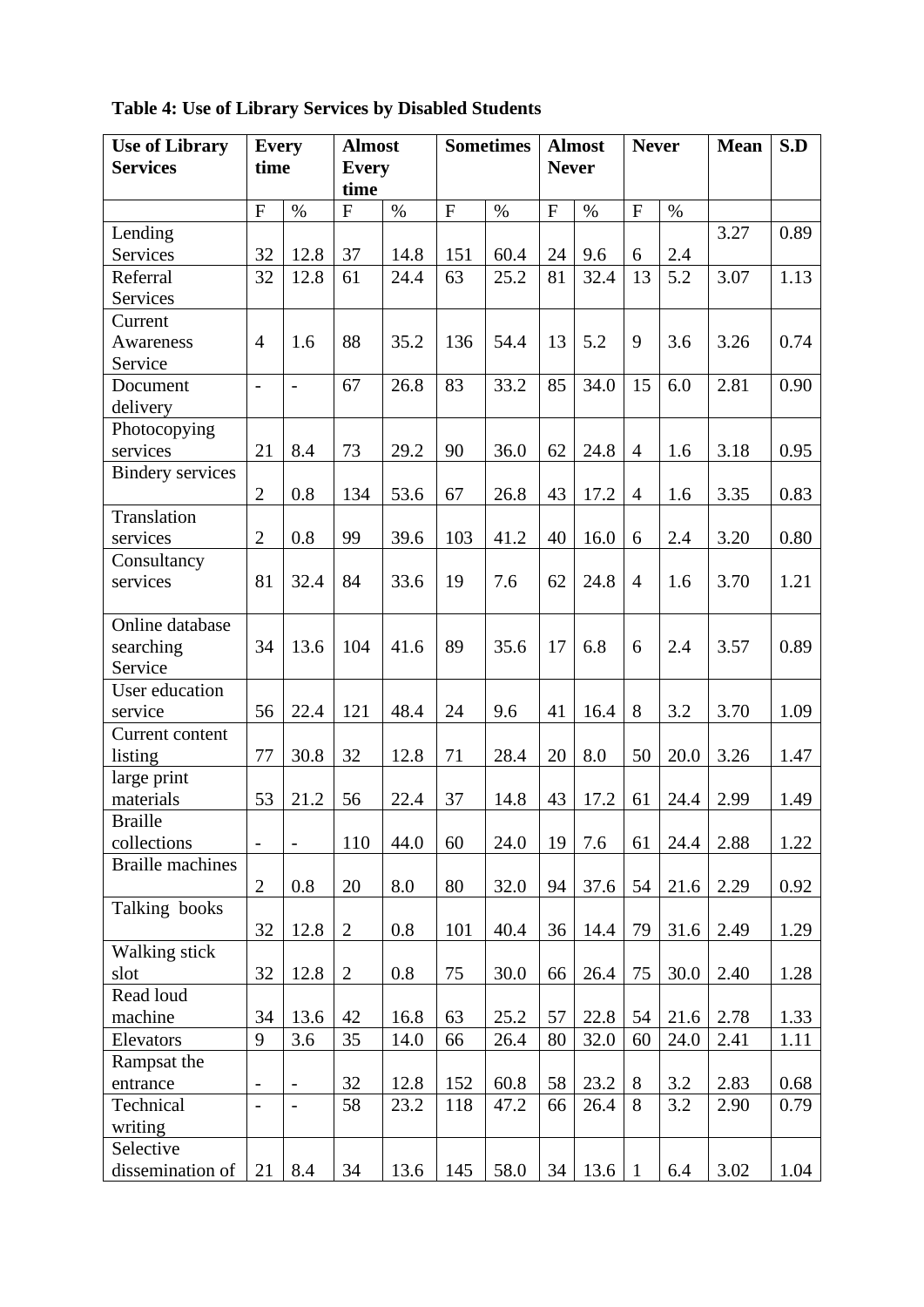**Table 4: Use of Library Services by Disabled Students**

| Use of Library Services | Every time | | Almost Every time | | Sometimes | | Almost Never | | Never | | Mean | S.D |
|---|---|---|---|---|---|---|---|---|---|---|---|---|
| | F | % | F | % | F | % | F | % | F | % | | |
| Lending Services | 32 | 12.8 | 37 | 14.8 | 151 | 60.4 | 24 | 9.6 | 6 | 2.4 | 3.27 | 0.89 |
| Referral Services | 32 | 12.8 | 61 | 24.4 | 63 | 25.2 | 81 | 32.4 | 13 | 5.2 | 3.07 | 1.13 |
| Current Awareness Service | 4 | 1.6 | 88 | 35.2 | 136 | 54.4 | 13 | 5.2 | 9 | 3.6 | 3.26 | 0.74 |
| Document delivery | - | - | 67 | 26.8 | 83 | 33.2 | 85 | 34.0 | 15 | 6.0 | 2.81 | 0.90 |
| Photocopying services | 21 | 8.4 | 73 | 29.2 | 90 | 36.0 | 62 | 24.8 | 4 | 1.6 | 3.18 | 0.95 |
| Bindery services | 2 | 0.8 | 134 | 53.6 | 67 | 26.8 | 43 | 17.2 | 4 | 1.6 | 3.35 | 0.83 |
| Translation services | 2 | 0.8 | 99 | 39.6 | 103 | 41.2 | 40 | 16.0 | 6 | 2.4 | 3.20 | 0.80 |
| Consultancy services | 81 | 32.4 | 84 | 33.6 | 19 | 7.6 | 62 | 24.8 | 4 | 1.6 | 3.70 | 1.21 |
| Online database searching Service | 34 | 13.6 | 104 | 41.6 | 89 | 35.6 | 17 | 6.8 | 6 | 2.4 | 3.57 | 0.89 |
| User education service | 56 | 22.4 | 121 | 48.4 | 24 | 9.6 | 41 | 16.4 | 8 | 3.2 | 3.70 | 1.09 |
| Current content listing | 77 | 30.8 | 32 | 12.8 | 71 | 28.4 | 20 | 8.0 | 50 | 20.0 | 3.26 | 1.47 |
| large print materials | 53 | 21.2 | 56 | 22.4 | 37 | 14.8 | 43 | 17.2 | 61 | 24.4 | 2.99 | 1.49 |
| Braille collections | - | - | 110 | 44.0 | 60 | 24.0 | 19 | 7.6 | 61 | 24.4 | 2.88 | 1.22 |
| Braille machines | 2 | 0.8 | 20 | 8.0 | 80 | 32.0 | 94 | 37.6 | 54 | 21.6 | 2.29 | 0.92 |
| Talking books | 32 | 12.8 | 2 | 0.8 | 101 | 40.4 | 36 | 14.4 | 79 | 31.6 | 2.49 | 1.29 |
| Walking stick slot | 32 | 12.8 | 2 | 0.8 | 75 | 30.0 | 66 | 26.4 | 75 | 30.0 | 2.40 | 1.28 |
| Read loud machine | 34 | 13.6 | 42 | 16.8 | 63 | 25.2 | 57 | 22.8 | 54 | 21.6 | 2.78 | 1.33 |
| Elevators | 9 | 3.6 | 35 | 14.0 | 66 | 26.4 | 80 | 32.0 | 60 | 24.0 | 2.41 | 1.11 |
| Rampsat the entrance | - | - | 32 | 12.8 | 152 | 60.8 | 58 | 23.2 | 8 | 3.2 | 2.83 | 0.68 |
| Technical writing | - | - | 58 | 23.2 | 118 | 47.2 | 66 | 26.4 | 8 | 3.2 | 2.90 | 0.79 |
| Selective dissemination of | 21 | 8.4 | 34 | 13.6 | 145 | 58.0 | 34 | 13.6 | 1 | 6.4 | 3.02 | 1.04 |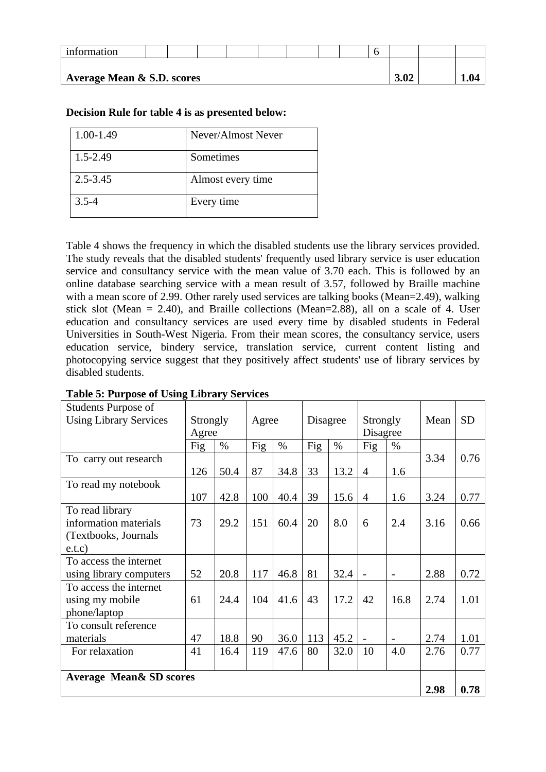| information | | | | | | | | | 6 | | | |
|---|---|---|---|---|---|---|---|---|---|---|---|---|
| **Average Mean & S.D. scores** | | | | | | | | | | **3.02** | | **1.04** |

**Decision Rule for table 4 is as presented below:**

| 1.00-1.49 | Never/Almost Never |
|---|---|
| 1.5-2.49 | Sometimes |
| 2.5-3.45 | Almost every time |
| 3.5-4 | Every time |

Table 4 shows the frequency in which the disabled students use the library services provided. The study reveals that the disabled students' frequently used library service is user education service and consultancy service with the mean value of 3.70 each. This is followed by an online database searching service with a mean result of 3.57, followed by Braille machine with a mean score of 2.99. Other rarely used services are talking books (Mean=2.49), walking stick slot (Mean = 2.40), and Braille collections (Mean=2.88), all on a scale of 4. User education and consultancy services are used every time by disabled students in Federal Universities in South-West Nigeria. From their mean scores, the consultancy service, users education service, bindery service, translation service, current content listing and photocopying service suggest that they positively affect students' use of library services by disabled students.

**Table 5: Purpose of Using Library Services**

| Students Purpose of Using Library Services | Strongly Agree | | Agree | | Disagree | | Strongly Disagree | | Mean | SD |
|---|---|---|---|---|---|---|---|---|---|---|
| | Fig | % | Fig | % | Fig | % | Fig | % | | |
| To carry out research | 126 | 50.4 | 87 | 34.8 | 33 | 13.2 | 4 | 1.6 | 3.34 | 0.76 |
| To read my notebook | 107 | 42.8 | 100 | 40.4 | 39 | 15.6 | 4 | 1.6 | 3.24 | 0.77 |
| To read library information materials (Textbooks, Journals e.t.c) | 73 | 29.2 | 151 | 60.4 | 20 | 8.0 | 6 | 2.4 | 3.16 | 0.66 |
| To access the internet using library computers | 52 | 20.8 | 117 | 46.8 | 81 | 32.4 | - | - | 2.88 | 0.72 |
| To access the internet using my mobile phone/laptop | 61 | 24.4 | 104 | 41.6 | 43 | 17.2 | 42 | 16.8 | 2.74 | 1.01 |
| To consult reference materials | 47 | 18.8 | 90 | 36.0 | 113 | 45.2 | - | - | 2.74 | 1.01 |
| For relaxation | 41 | 16.4 | 119 | 47.6 | 80 | 32.0 | 10 | 4.0 | 2.76 | 0.77 |
| **Average Mean& SD scores** | | | | | | | | | **2.98** | **0.78** |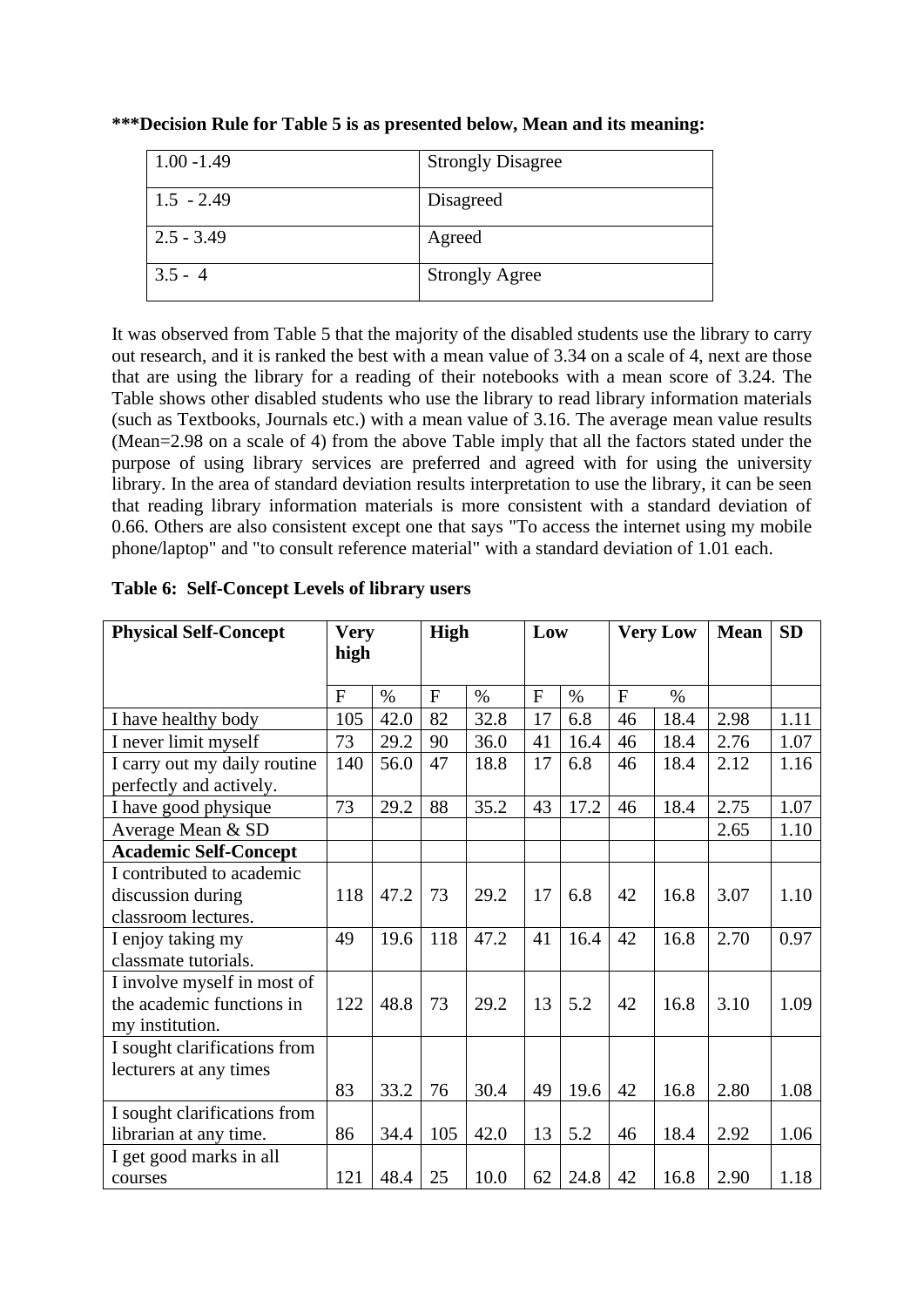**\*\*\*Decision Rule for Table 5 is as presented below, Mean and its meaning:**

| | |
|---|---|
| 1.00 -1.49 | Strongly Disagree |
| 1.5 - 2.49 | Disagreed |
| 2.5 - 3.49 | Agreed |
| 3.5 - 4 | Strongly Agree |

It was observed from Table 5 that the majority of the disabled students use the library to carry out research, and it is ranked the best with a mean value of 3.34 on a scale of 4, next are those that are using the library for a reading of their notebooks with a mean score of 3.24. The Table shows other disabled students who use the library to read library information materials (such as Textbooks, Journals etc.) with a mean value of 3.16. The average mean value results (Mean=2.98 on a scale of 4) from the above Table imply that all the factors stated under the purpose of using library services are preferred and agreed with for using the university library. In the area of standard deviation results interpretation to use the library, it can be seen that reading library information materials is more consistent with a standard deviation of 0.66. Others are also consistent except one that says "To access the internet using my mobile phone/laptop" and "to consult reference material" with a standard deviation of 1.01 each.

**Table 6: Self-Concept Levels of library users**

| **Physical Self-Concept** | **Very high** | | **High** | | **Low** | | **Very Low** | | **Mean** | **SD** |
|---|---|---|---|---|---|---|---|---|---|---|
| | F | % | F | % | F | % | F | % | | |
| I have healthy body | 105 | 42.0 | 82 | 32.8 | 17 | 6.8 | 46 | 18.4 | 2.98 | 1.11 |
| I never limit myself | 73 | 29.2 | 90 | 36.0 | 41 | 16.4 | 46 | 18.4 | 2.76 | 1.07 |
| I carry out my daily routine perfectly and actively. | 140 | 56.0 | 47 | 18.8 | 17 | 6.8 | 46 | 18.4 | 2.12 | 1.16 |
| I have good physique | 73 | 29.2 | 88 | 35.2 | 43 | 17.2 | 46 | 18.4 | 2.75 | 1.07 |
| Average Mean & SD | | | | | | | | | 2.65 | 1.10 |
| **Academic Self-Concept** | | | | | | | | | | |
| I contributed to academic discussion during classroom lectures. | 118 | 47.2 | 73 | 29.2 | 17 | 6.8 | 42 | 16.8 | 3.07 | 1.10 |
| I enjoy taking my classmate tutorials. | 49 | 19.6 | 118 | 47.2 | 41 | 16.4 | 42 | 16.8 | 2.70 | 0.97 |
| I involve myself in most of the academic functions in my institution. | 122 | 48.8 | 73 | 29.2 | 13 | 5.2 | 42 | 16.8 | 3.10 | 1.09 |
| I sought clarifications from lecturers at any times | 83 | 33.2 | 76 | 30.4 | 49 | 19.6 | 42 | 16.8 | 2.80 | 1.08 |
| I sought clarifications from librarian at any time. | 86 | 34.4 | 105 | 42.0 | 13 | 5.2 | 46 | 18.4 | 2.92 | 1.06 |
| I get good marks in all courses | 121 | 48.4 | 25 | 10.0 | 62 | 24.8 | 42 | 16.8 | 2.90 | 1.18 |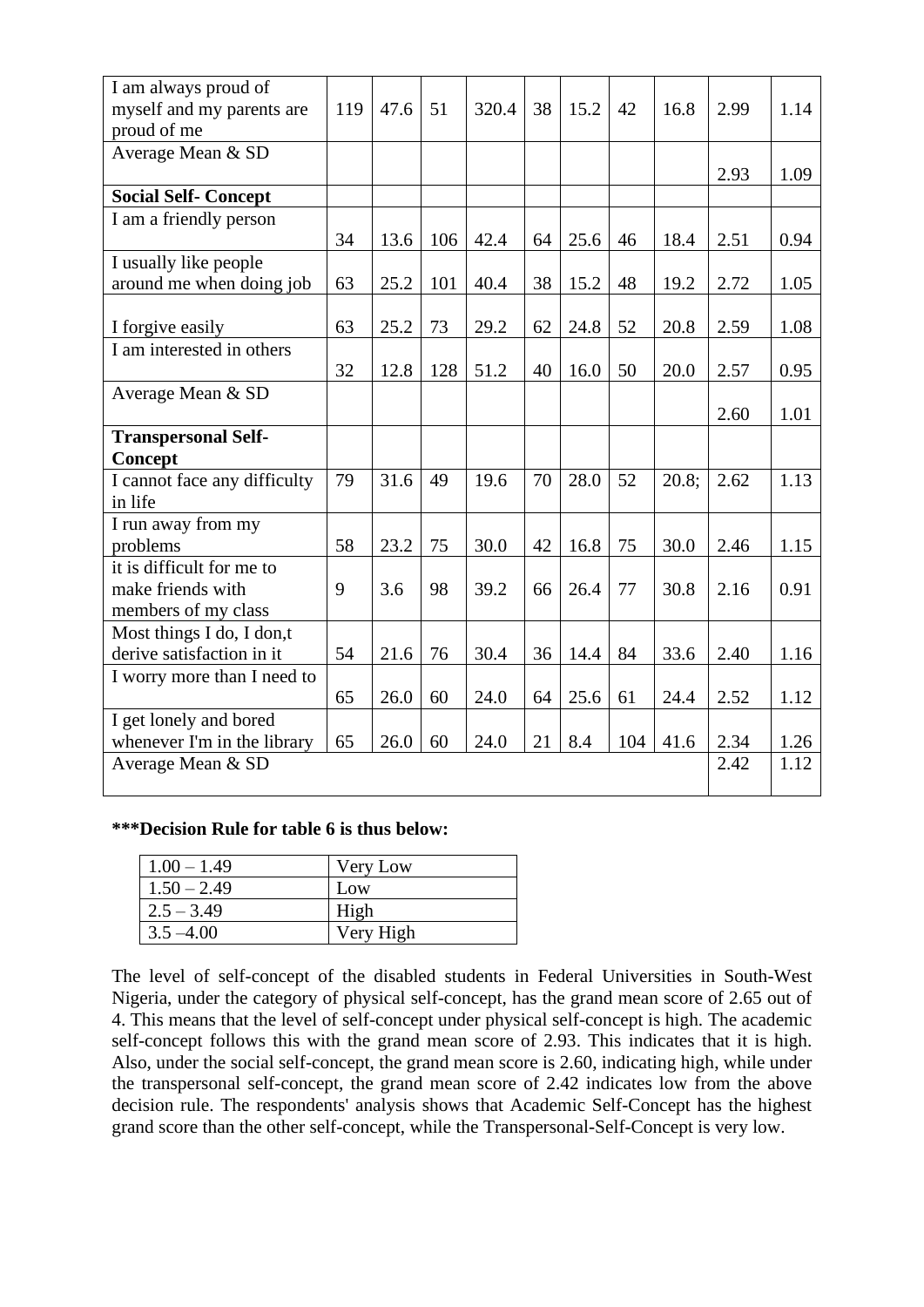| | | | | | | | | | | |
|---|---|---|---|---|---|---|---|---|---|---|
| I am always proud of myself and my parents are proud of me | 119 | 47.6 | 51 | 320.4 | 38 | 15.2 | 42 | 16.8 | 2.99 | 1.14 |
| Average Mean & SD | | | | | | | | | 2.93 | 1.09 |
| **Social Self- Concept** | | | | | | | | | | |
| I am a friendly person | 34 | 13.6 | 106 | 42.4 | 64 | 25.6 | 46 | 18.4 | 2.51 | 0.94 |
| I usually like people around me when doing job | 63 | 25.2 | 101 | 40.4 | 38 | 15.2 | 48 | 19.2 | 2.72 | 1.05 |
| I forgive easily | 63 | 25.2 | 73 | 29.2 | 62 | 24.8 | 52 | 20.8 | 2.59 | 1.08 |
| I am interested in others | 32 | 12.8 | 128 | 51.2 | 40 | 16.0 | 50 | 20.0 | 2.57 | 0.95 |
| Average Mean & SD | | | | | | | | | 2.60 | 1.01 |
| **Transpersonal Self-Concept** | | | | | | | | | | |
| I cannot face any difficulty in life | 79 | 31.6 | 49 | 19.6 | 70 | 28.0 | 52 | 20.8; | 2.62 | 1.13 |
| I run away from my problems | 58 | 23.2 | 75 | 30.0 | 42 | 16.8 | 75 | 30.0 | 2.46 | 1.15 |
| it is difficult for me to make friends with members of my class | 9 | 3.6 | 98 | 39.2 | 66 | 26.4 | 77 | 30.8 | 2.16 | 0.91 |
| Most things I do, I don,t derive satisfaction in it | 54 | 21.6 | 76 | 30.4 | 36 | 14.4 | 84 | 33.6 | 2.40 | 1.16 |
| I worry more than I need to | 65 | 26.0 | 60 | 24.0 | 64 | 25.6 | 61 | 24.4 | 2.52 | 1.12 |
| I get lonely and bored whenever I'm in the library | 65 | 26.0 | 60 | 24.0 | 21 | 8.4 | 104 | 41.6 | 2.34 | 1.26 |
| Average Mean & SD | | | | | | | | | 2.42 | 1.12 |

**\*\*\*Decision Rule for table 6 is thus below:**

| | |
|---|---|
| 1.00 – 1.49 | Very Low |
| 1.50 – 2.49 | Low |
| 2.5 – 3.49 | High |
| 3.5 –4.00 | Very High |

The level of self-concept of the disabled students in Federal Universities in South-West Nigeria, under the category of physical self-concept, has the grand mean score of 2.65 out of 4. This means that the level of self-concept under physical self-concept is high. The academic self-concept follows this with the grand mean score of 2.93. This indicates that it is high. Also, under the social self-concept, the grand mean score is 2.60, indicating high, while under the transpersonal self-concept, the grand mean score of 2.42 indicates low from the above decision rule. The respondents' analysis shows that Academic Self-Concept has the highest grand score than the other self-concept, while the Transpersonal-Self-Concept is very low.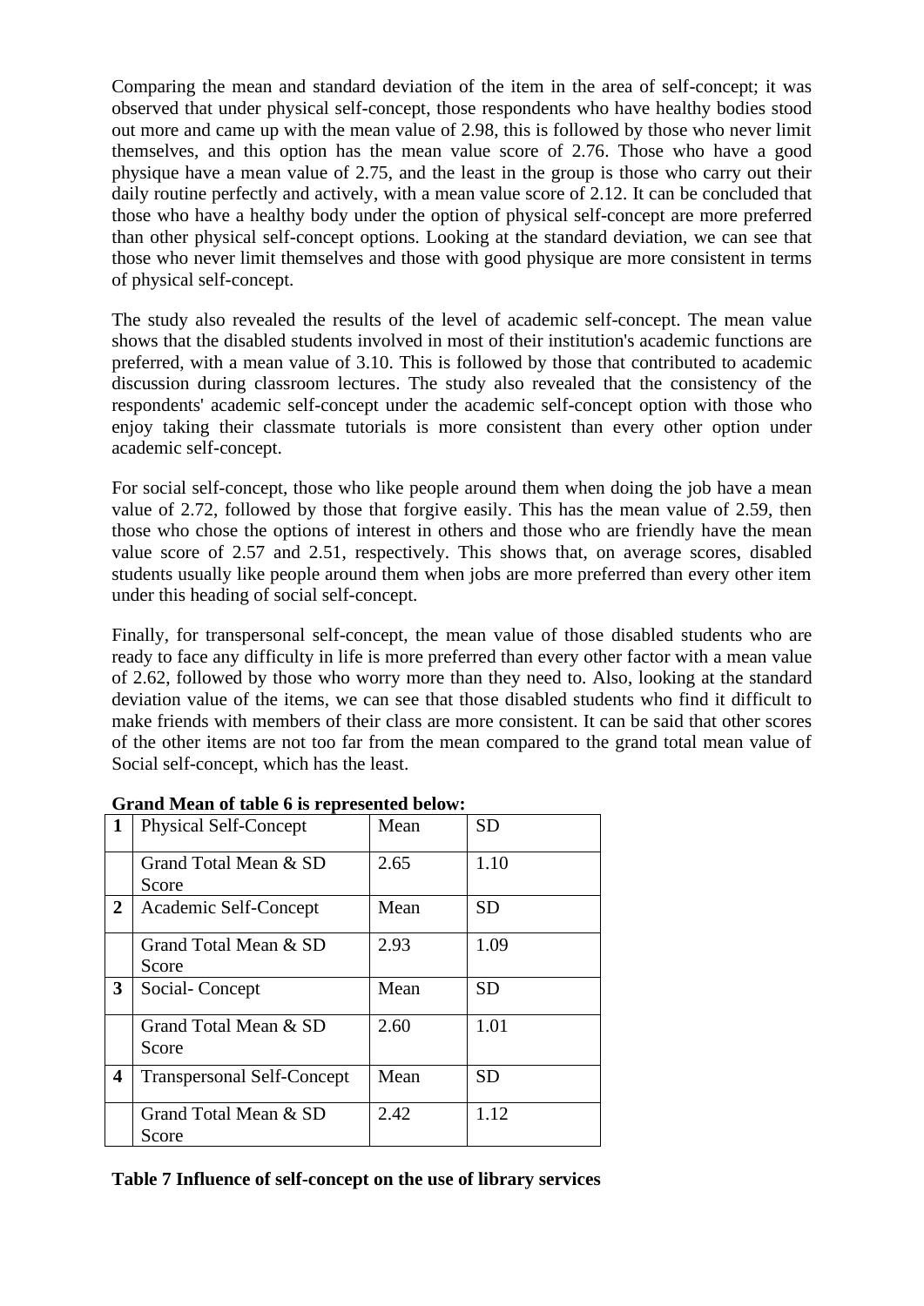Comparing the mean and standard deviation of the item in the area of self-concept; it was observed that under physical self-concept, those respondents who have healthy bodies stood out more and came up with the mean value of 2.98, this is followed by those who never limit themselves, and this option has the mean value score of 2.76. Those who have a good physique have a mean value of 2.75, and the least in the group is those who carry out their daily routine perfectly and actively, with a mean value score of 2.12. It can be concluded that those who have a healthy body under the option of physical self-concept are more preferred than other physical self-concept options. Looking at the standard deviation, we can see that those who never limit themselves and those with good physique are more consistent in terms of physical self-concept.

The study also revealed the results of the level of academic self-concept. The mean value shows that the disabled students involved in most of their institution's academic functions are preferred, with a mean value of 3.10. This is followed by those that contributed to academic discussion during classroom lectures. The study also revealed that the consistency of the respondents' academic self-concept under the academic self-concept option with those who enjoy taking their classmate tutorials is more consistent than every other option under academic self-concept.

For social self-concept, those who like people around them when doing the job have a mean value of 2.72, followed by those that forgive easily. This has the mean value of 2.59, then those who chose the options of interest in others and those who are friendly have the mean value score of 2.57 and 2.51, respectively. This shows that, on average scores, disabled students usually like people around them when jobs are more preferred than every other item under this heading of social self-concept.

Finally, for transpersonal self-concept, the mean value of those disabled students who are ready to face any difficulty in life is more preferred than every other factor with a mean value of 2.62, followed by those who worry more than they need to. Also, looking at the standard deviation value of the items, we can see that those disabled students who find it difficult to make friends with members of their class are more consistent. It can be said that other scores of the other items are not too far from the mean compared to the grand total mean value of Social self-concept, which has the least.

**Grand Mean of table 6 is represented below:**

| **1** | Physical Self-Concept | Mean | SD |
|---|---|---|---|
| | Grand Total Mean & SD Score | 2.65 | 1.10 |
| **2** | Academic Self-Concept | Mean | SD |
| | Grand Total Mean & SD Score | 2.93 | 1.09 |
| **3** | Social- Concept | Mean | SD |
| | Grand Total Mean & SD Score | 2.60 | 1.01 |
| **4** | Transpersonal Self-Concept | Mean | SD |
| | Grand Total Mean & SD Score | 2.42 | 1.12 |

**Table 7 Influence of self-concept on the use of library services**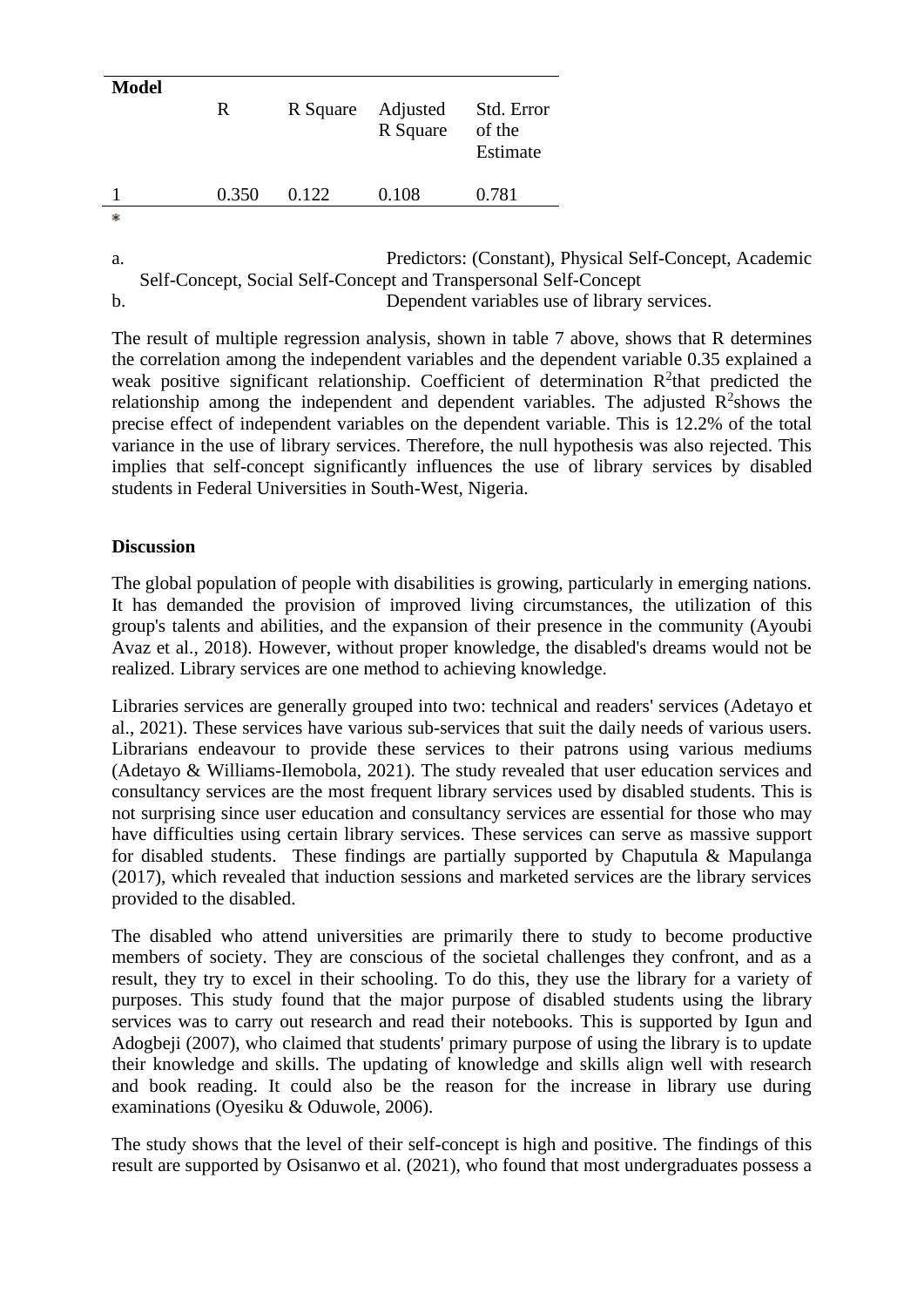| Model | R | R Square | Adjusted R Square | Std. Error of the Estimate |
|---|---|---|---|---|
| 1 | 0.350 | 0.122 | 0.108 | 0.781 |

a. Predictors: (Constant), Physical Self-Concept, Academic Self-Concept, Social Self-Concept and Transpersonal Self-Concept
b. Dependent variables use of library services.

The result of multiple regression analysis, shown in table 7 above, shows that R determines the correlation among the independent variables and the dependent variable 0.35 explained a weak positive significant relationship. Coefficient of determination $R^2$that predicted the relationship among the independent and dependent variables. The adjusted $R^2$shows the precise effect of independent variables on the dependent variable. This is 12.2% of the total variance in the use of library services. Therefore, the null hypothesis was also rejected. This implies that self-concept significantly influences the use of library services by disabled students in Federal Universities in South-West, Nigeria.

## Discussion

The global population of people with disabilities is growing, particularly in emerging nations. It has demanded the provision of improved living circumstances, the utilization of this group's talents and abilities, and the expansion of their presence in the community (Ayoubi Avaz et al., 2018). However, without proper knowledge, the disabled's dreams would not be realized. Library services are one method to achieving knowledge.

Libraries services are generally grouped into two: technical and readers' services (Adetayo et al., 2021). These services have various sub-services that suit the daily needs of various users. Librarians endeavour to provide these services to their patrons using various mediums (Adetayo & Williams-Ilemobola, 2021). The study revealed that user education services and consultancy services are the most frequent library services used by disabled students. This is not surprising since user education and consultancy services are essential for those who may have difficulties using certain library services. These services can serve as massive support for disabled students. These findings are partially supported by Chaputula & Mapulanga (2017), which revealed that induction sessions and marketed services are the library services provided to the disabled.

The disabled who attend universities are primarily there to study to become productive members of society. They are conscious of the societal challenges they confront, and as a result, they try to excel in their schooling. To do this, they use the library for a variety of purposes. This study found that the major purpose of disabled students using the library services was to carry out research and read their notebooks. This is supported by Igun and Adogbeji (2007), who claimed that students' primary purpose of using the library is to update their knowledge and skills. The updating of knowledge and skills align well with research and book reading. It could also be the reason for the increase in library use during examinations (Oyesiku & Oduwole, 2006).

The study shows that the level of their self-concept is high and positive. The findings of this result are supported by Osisanwo et al. (2021), who found that most undergraduates possess a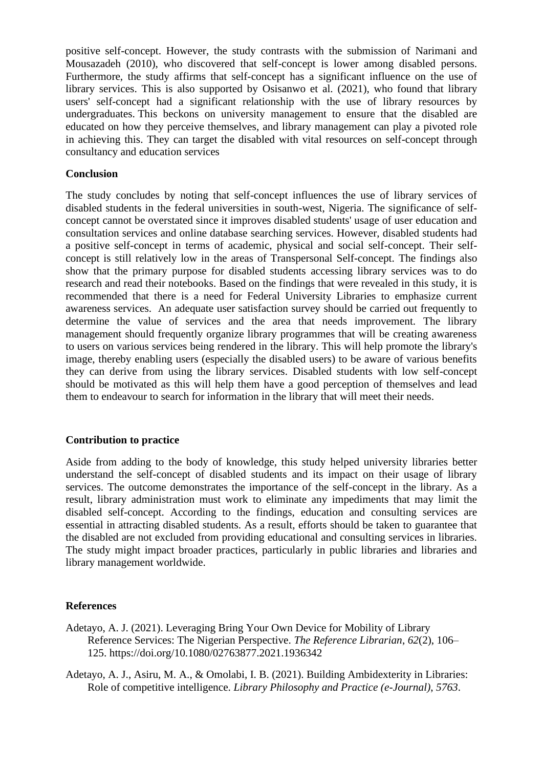positive self-concept. However, the study contrasts with the submission of Narimani and Mousazadeh (2010), who discovered that self-concept is lower among disabled persons. Furthermore, the study affirms that self-concept has a significant influence on the use of library services. This is also supported by Osisanwo et al. (2021), who found that library users' self-concept had a significant relationship with the use of library resources by undergraduates. This beckons on university management to ensure that the disabled are educated on how they perceive themselves, and library management can play a pivoted role in achieving this. They can target the disabled with vital resources on self-concept through consultancy and education services

**Conclusion**

The study concludes by noting that self-concept influences the use of library services of disabled students in the federal universities in south-west, Nigeria. The significance of self-concept cannot be overstated since it improves disabled students' usage of user education and consultation services and online database searching services. However, disabled students had a positive self-concept in terms of academic, physical and social self-concept. Their self-concept is still relatively low in the areas of Transpersonal Self-concept. The findings also show that the primary purpose for disabled students accessing library services was to do research and read their notebooks. Based on the findings that were revealed in this study, it is recommended that there is a need for Federal University Libraries to emphasize current awareness services. An adequate user satisfaction survey should be carried out frequently to determine the value of services and the area that needs improvement. The library management should frequently organize library programmes that will be creating awareness to users on various services being rendered in the library. This will help promote the library's image, thereby enabling users (especially the disabled users) to be aware of various benefits they can derive from using the library services. Disabled students with low self-concept should be motivated as this will help them have a good perception of themselves and lead them to endeavour to search for information in the library that will meet their needs.

**Contribution to practice**

Aside from adding to the body of knowledge, this study helped university libraries better understand the self-concept of disabled students and its impact on their usage of library services. The outcome demonstrates the importance of the self-concept in the library. As a result, library administration must work to eliminate any impediments that may limit the disabled self-concept. According to the findings, education and consulting services are essential in attracting disabled students. As a result, efforts should be taken to guarantee that the disabled are not excluded from providing educational and consulting services in libraries. The study might impact broader practices, particularly in public libraries and libraries and library management worldwide.

**References**

Adetayo, A. J. (2021). Leveraging Bring Your Own Device for Mobility of Library Reference Services: The Nigerian Perspective. *The Reference Librarian*, *62*(2), 106–125. https://doi.org/10.1080/02763877.2021.1936342

Adetayo, A. J., Asiru, M. A., & Omolabi, I. B. (2021). Building Ambidexterity in Libraries: Role of competitive intelligence. *Library Philosophy and Practice (e-Journal)*, *5763*.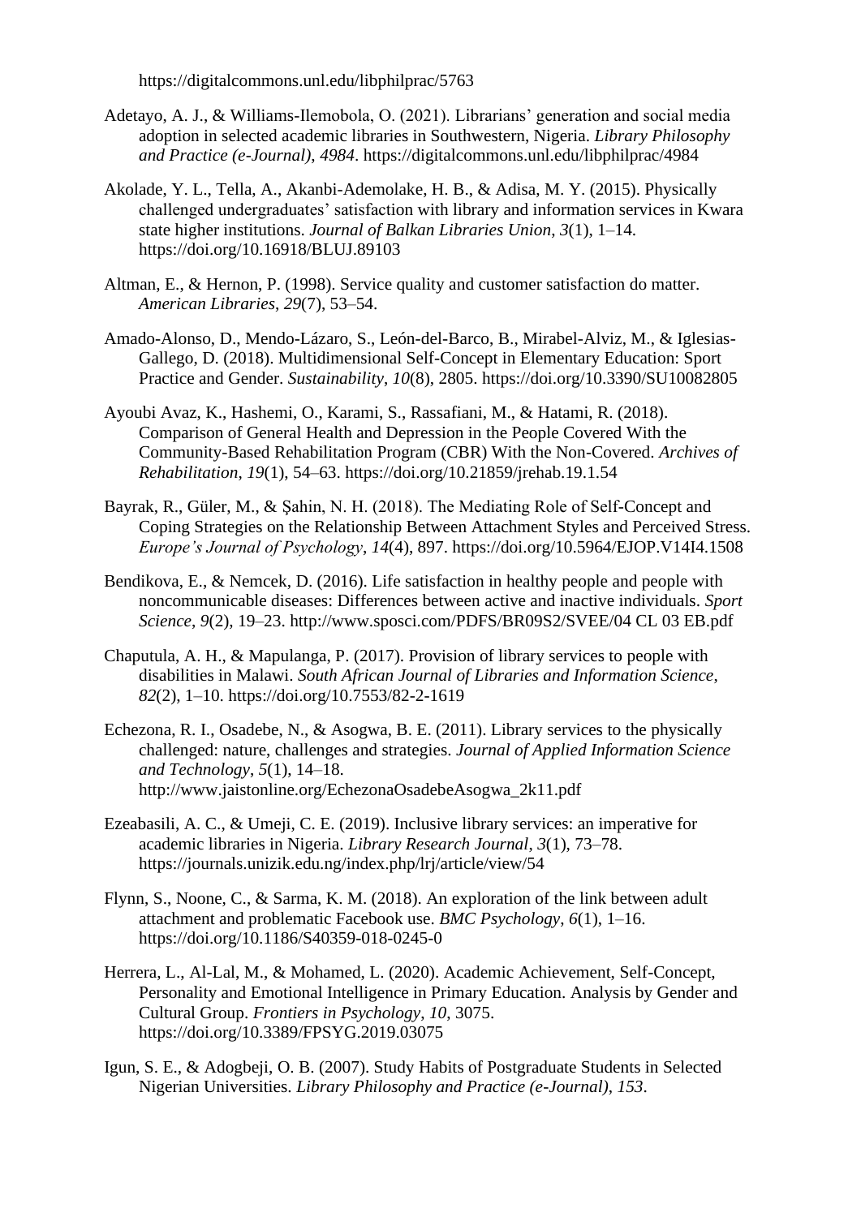https://digitalcommons.unl.edu/libphilprac/5763

Adetayo, A. J., & Williams-Ilemobola, O. (2021). Librarians' generation and social media adoption in selected academic libraries in Southwestern, Nigeria. *Library Philosophy and Practice (e-Journal)*, *4984*. https://digitalcommons.unl.edu/libphilprac/4984

Akolade, Y. L., Tella, A., Akanbi-Ademolake, H. B., & Adisa, M. Y. (2015). Physically challenged undergraduates' satisfaction with library and information services in Kwara state higher institutions. *Journal of Balkan Libraries Union*, *3*(1), 1–14. https://doi.org/10.16918/BLUJ.89103

Altman, E., & Hernon, P. (1998). Service quality and customer satisfaction do matter. *American Libraries*, *29*(7), 53–54.

Amado-Alonso, D., Mendo-Lázaro, S., León-del-Barco, B., Mirabel-Alviz, M., & Iglesias-Gallego, D. (2018). Multidimensional Self-Concept in Elementary Education: Sport Practice and Gender. *Sustainability*, *10*(8), 2805. https://doi.org/10.3390/SU10082805

Ayoubi Avaz, K., Hashemi, O., Karami, S., Rassafiani, M., & Hatami, R. (2018). Comparison of General Health and Depression in the People Covered With the Community-Based Rehabilitation Program (CBR) With the Non-Covered. *Archives of Rehabilitation*, *19*(1), 54–63. https://doi.org/10.21859/jrehab.19.1.54

Bayrak, R., Güler, M., & Şahin, N. H. (2018). The Mediating Role of Self-Concept and Coping Strategies on the Relationship Between Attachment Styles and Perceived Stress. *Europe's Journal of Psychology*, *14*(4), 897. https://doi.org/10.5964/EJOP.V14I4.1508

Bendikova, E., & Nemcek, D. (2016). Life satisfaction in healthy people and people with noncommunicable diseases: Differences between active and inactive individuals. *Sport Science*, *9*(2), 19–23. http://www.sposci.com/PDFS/BR09S2/SVEE/04 CL 03 EB.pdf

Chaputula, A. H., & Mapulanga, P. (2017). Provision of library services to people with disabilities in Malawi. *South African Journal of Libraries and Information Science*, *82*(2), 1–10. https://doi.org/10.7553/82-2-1619

Echezona, R. I., Osadebe, N., & Asogwa, B. E. (2011). Library services to the physically challenged: nature, challenges and strategies. *Journal of Applied Information Science and Technology*, *5*(1), 14–18. http://www.jaistonline.org/EchezonaOsadebeAsogwa_2k11.pdf

Ezeabasili, A. C., & Umeji, C. E. (2019). Inclusive library services: an imperative for academic libraries in Nigeria. *Library Research Journal*, *3*(1), 73–78. https://journals.unizik.edu.ng/index.php/lrj/article/view/54

Flynn, S., Noone, C., & Sarma, K. M. (2018). An exploration of the link between adult attachment and problematic Facebook use. *BMC Psychology*, *6*(1), 1–16. https://doi.org/10.1186/S40359-018-0245-0

Herrera, L., Al-Lal, M., & Mohamed, L. (2020). Academic Achievement, Self-Concept, Personality and Emotional Intelligence in Primary Education. Analysis by Gender and Cultural Group. *Frontiers in Psychology*, *10*, 3075. https://doi.org/10.3389/FPSYG.2019.03075

Igun, S. E., & Adogbeji, O. B. (2007). Study Habits of Postgraduate Students in Selected Nigerian Universities. *Library Philosophy and Practice (e-Journal)*, *153*.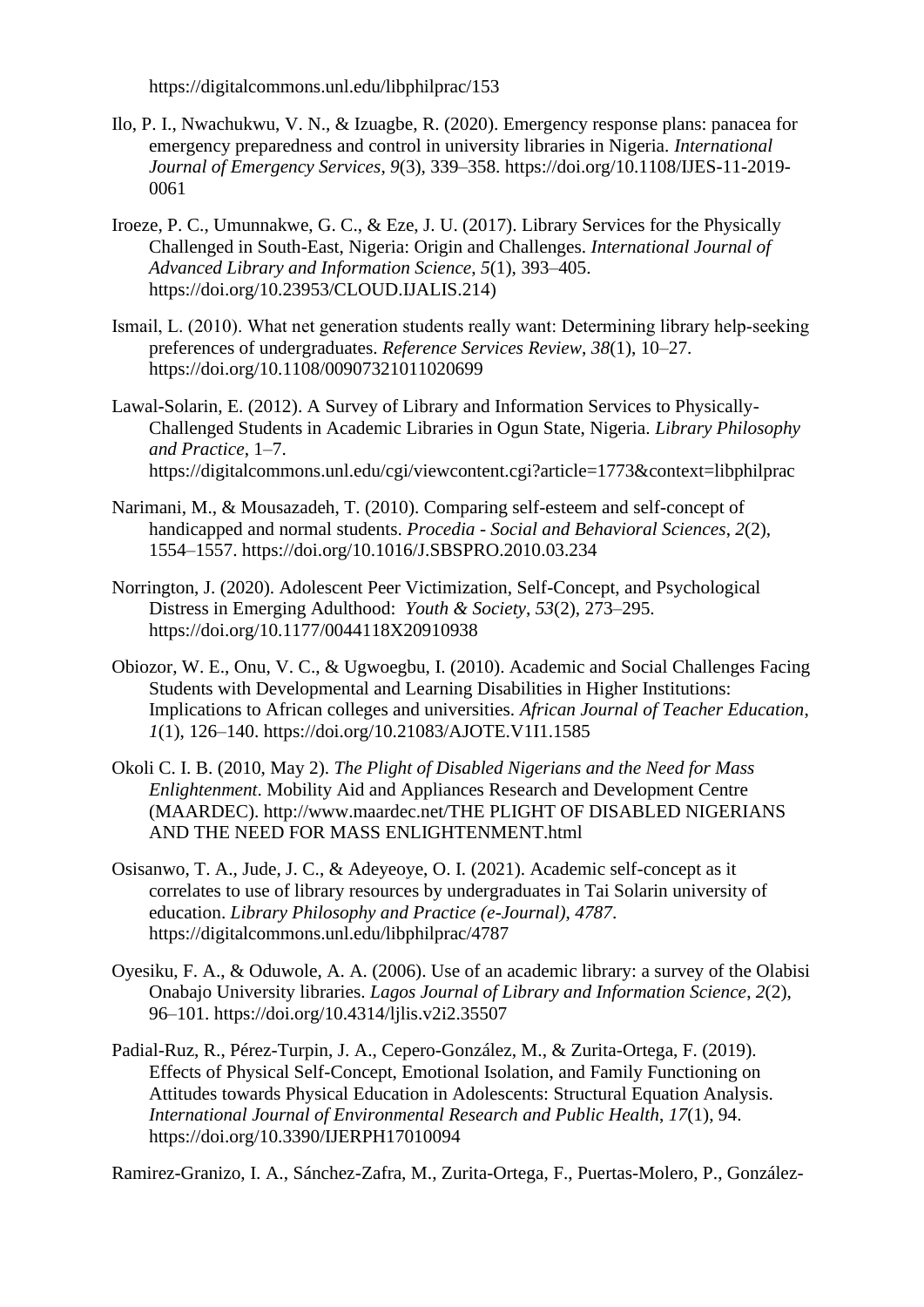https://digitalcommons.unl.edu/libphilprac/153

Ilo, P. I., Nwachukwu, V. N., & Izuagbe, R. (2020). Emergency response plans: panacea for emergency preparedness and control in university libraries in Nigeria. *International Journal of Emergency Services*, *9*(3), 339–358. https://doi.org/10.1108/IJES-11-2019-0061

Iroeze, P. C., Umunnakwe, G. C., & Eze, J. U. (2017). Library Services for the Physically Challenged in South-East, Nigeria: Origin and Challenges. *International Journal of Advanced Library and Information Science*, *5*(1), 393–405. https://doi.org/10.23953/CLOUD.IJALIS.214)

Ismail, L. (2010). What net generation students really want: Determining library help-seeking preferences of undergraduates. *Reference Services Review*, *38*(1), 10–27. https://doi.org/10.1108/00907321011020699

Lawal-Solarin, E. (2012). A Survey of Library and Information Services to Physically-Challenged Students in Academic Libraries in Ogun State, Nigeria. *Library Philosophy and Practice*, 1–7. https://digitalcommons.unl.edu/cgi/viewcontent.cgi?article=1773&context=libphilprac

Narimani, M., & Mousazadeh, T. (2010). Comparing self-esteem and self-concept of handicapped and normal students. *Procedia - Social and Behavioral Sciences*, *2*(2), 1554–1557. https://doi.org/10.1016/J.SBSPRO.2010.03.234

Norrington, J. (2020). Adolescent Peer Victimization, Self-Concept, and Psychological Distress in Emerging Adulthood: *Youth & Society*, *53*(2), 273–295. https://doi.org/10.1177/0044118X20910938

Obiozor, W. E., Onu, V. C., & Ugwoegbu, I. (2010). Academic and Social Challenges Facing Students with Developmental and Learning Disabilities in Higher Institutions: Implications to African colleges and universities. *African Journal of Teacher Education*, *1*(1), 126–140. https://doi.org/10.21083/AJOTE.V1I1.1585

Okoli C. I. B. (2010, May 2). *The Plight of Disabled Nigerians and the Need for Mass Enlightenment*. Mobility Aid and Appliances Research and Development Centre (MAARDEC). http://www.maardec.net/THE PLIGHT OF DISABLED NIGERIANS AND THE NEED FOR MASS ENLIGHTENMENT.html

Osisanwo, T. A., Jude, J. C., & Adeyeoye, O. I. (2021). Academic self-concept as it correlates to use of library resources by undergraduates in Tai Solarin university of education. *Library Philosophy and Practice (e-Journal)*, *4787*. https://digitalcommons.unl.edu/libphilprac/4787

Oyesiku, F. A., & Oduwole, A. A. (2006). Use of an academic library: a survey of the Olabisi Onabajo University libraries. *Lagos Journal of Library and Information Science*, *2*(2), 96–101. https://doi.org/10.4314/ljlis.v2i2.35507

Padial-Ruz, R., Pérez-Turpin, J. A., Cepero-González, M., & Zurita-Ortega, F. (2019). Effects of Physical Self-Concept, Emotional Isolation, and Family Functioning on Attitudes towards Physical Education in Adolescents: Structural Equation Analysis. *International Journal of Environmental Research and Public Health*, *17*(1), 94. https://doi.org/10.3390/IJERPH17010094

Ramirez-Granizo, I. A., Sánchez-Zafra, M., Zurita-Ortega, F., Puertas-Molero, P., González-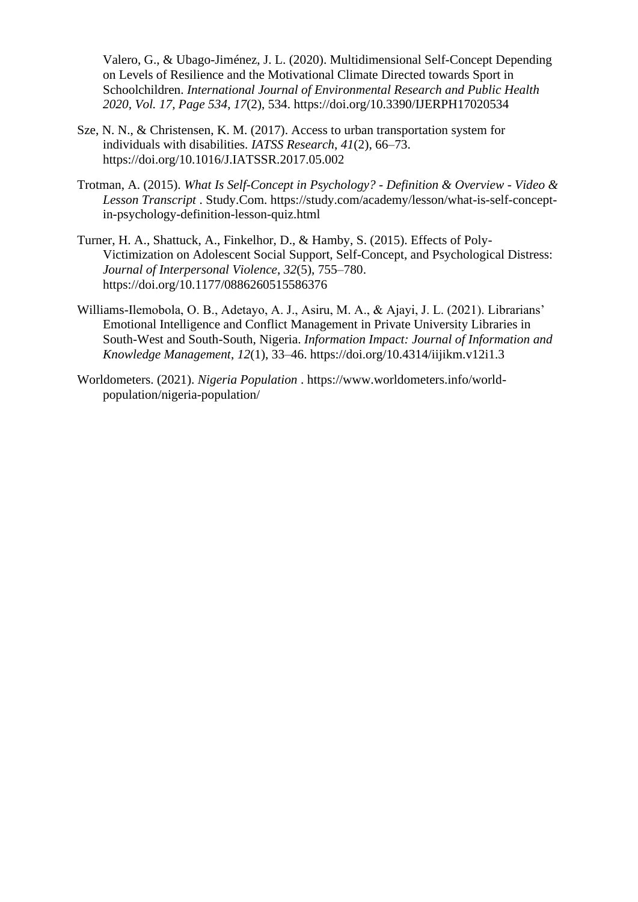Valero, G., & Ubago-Jiménez, J. L. (2020). Multidimensional Self-Concept Depending on Levels of Resilience and the Motivational Climate Directed towards Sport in Schoolchildren. *International Journal of Environmental Research and Public Health 2020, Vol. 17, Page 534*, *17*(2), 534. https://doi.org/10.3390/IJERPH17020534

Sze, N. N., & Christensen, K. M. (2017). Access to urban transportation system for individuals with disabilities. *IATSS Research*, *41*(2), 66–73. https://doi.org/10.1016/J.IATSSR.2017.05.002

Trotman, A. (2015). *What Is Self-Concept in Psychology? - Definition & Overview - Video & Lesson Transcript* . Study.Com. https://study.com/academy/lesson/what-is-self-concept-in-psychology-definition-lesson-quiz.html

Turner, H. A., Shattuck, A., Finkelhor, D., & Hamby, S. (2015). Effects of Poly-Victimization on Adolescent Social Support, Self-Concept, and Psychological Distress: *Journal of Interpersonal Violence*, *32*(5), 755–780. https://doi.org/10.1177/0886260515586376

Williams-Ilemobola, O. B., Adetayo, A. J., Asiru, M. A., & Ajayi, J. L. (2021). Librarians' Emotional Intelligence and Conflict Management in Private University Libraries in South-West and South-South, Nigeria. *Information Impact: Journal of Information and Knowledge Management*, *12*(1), 33–46. https://doi.org/10.4314/iijikm.v12i1.3

Worldometers. (2021). *Nigeria Population* . https://www.worldometers.info/world-population/nigeria-population/